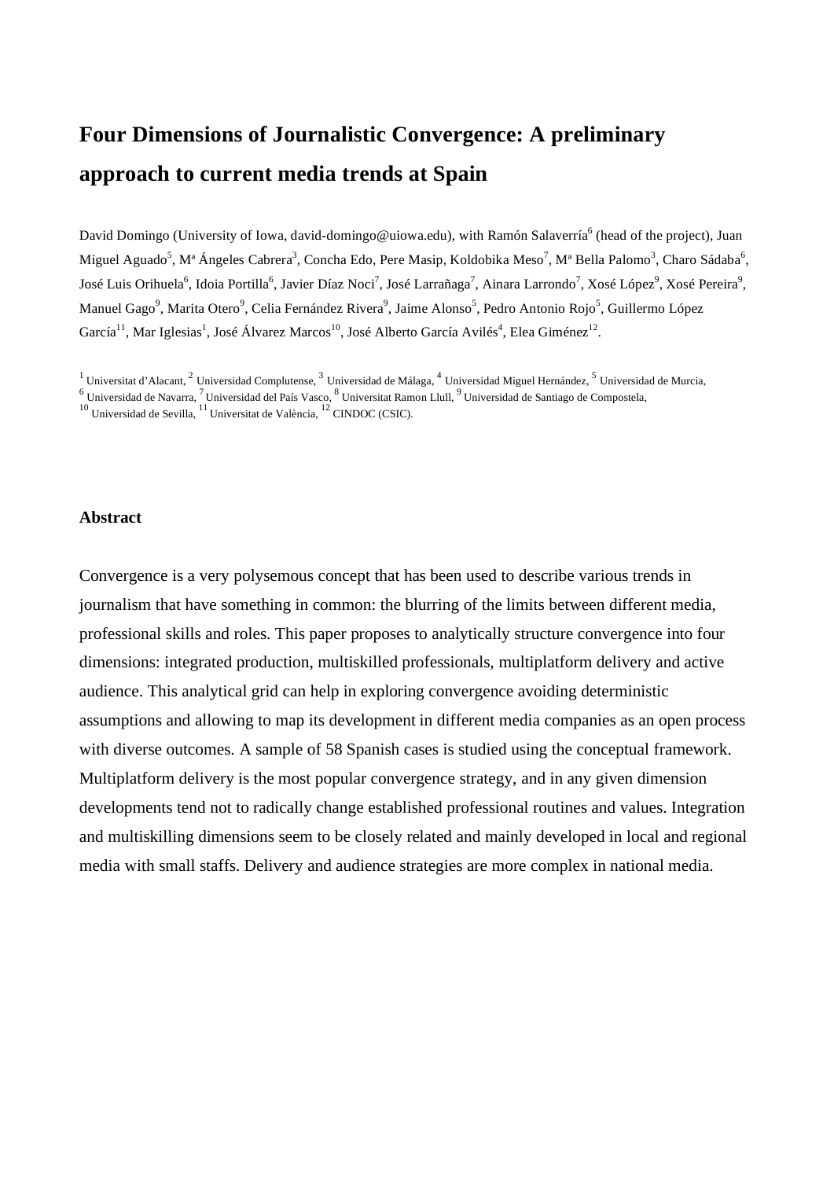# Four Dimensions of Journalistic Convergence: A preliminary approach to current media trends at Spain

David Domingo (University of Iowa, david-domingo@uiowa.edu), with Ramón Salaverría[6] (head of the project), Juan Miguel Aguado[5], Mª Ángeles Cabrera[3], Concha Edo, Pere Masip, Koldobika Meso[7], Mª Bella Palomo[3], Charo Sádaba[6], José Luis Orihuela[6], Idoia Portilla[6], Javier Díaz Noci[7], José Larrañaga[7], Ainara Larrondo[7], Xosé López[9], Xosé Pereira[9], Manuel Gago[9], Marita Otero[9], Celia Fernández Rivera[9], Jaime Alonso[5], Pedro Antonio Rojo[5], Guillermo López García[11], Mar Iglesias[1], José Álvarez Marcos[10], José Alberto García Avilés[4], Elea Giménez[12].

[1] Universitat d'Alacant, [2] Universidad Complutense, [3] Universidad de Málaga, [4] Universidad Miguel Hernández, [5] Universidad de Murcia, [6] Universidad de Navarra, [7] Universidad del País Vasco, [8] Universitat Ramon Llull, [9] Universidad de Santiago de Compostela, [10] Universidad de Sevilla, [11] Universitat de València, [12] CINDOC (CSIC).

## Abstract

Convergence is a very polysemous concept that has been used to describe various trends in journalism that have something in common: the blurring of the limits between different media, professional skills and roles. This paper proposes to analytically structure convergence into four dimensions: integrated production, multiskilled professionals, multiplatform delivery and active audience. This analytical grid can help in exploring convergence avoiding deterministic assumptions and allowing to map its development in different media companies as an open process with diverse outcomes. A sample of 58 Spanish cases is studied using the conceptual framework. Multiplatform delivery is the most popular convergence strategy, and in any given dimension developments tend not to radically change established professional routines and values. Integration and multiskilling dimensions seem to be closely related and mainly developed in local and regional media with small staffs. Delivery and audience strategies are more complex in national media.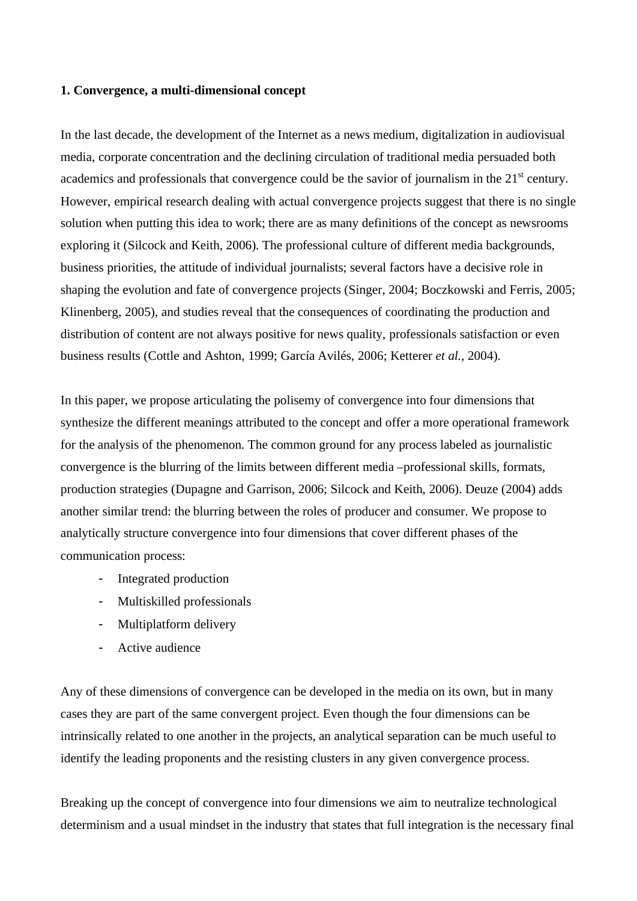**1. Convergence, a multi-dimensional concept**

In the last decade, the development of the Internet as a news medium, digitalization in audiovisual media, corporate concentration and the declining circulation of traditional media persuaded both academics and professionals that convergence could be the savior of journalism in the 21st century. However, empirical research dealing with actual convergence projects suggest that there is no single solution when putting this idea to work; there are as many definitions of the concept as newsrooms exploring it (Silcock and Keith, 2006). The professional culture of different media backgrounds, business priorities, the attitude of individual journalists; several factors have a decisive role in shaping the evolution and fate of convergence projects (Singer, 2004; Boczkowski and Ferris, 2005; Klinenberg, 2005), and studies reveal that the consequences of coordinating the production and distribution of content are not always positive for news quality, professionals satisfaction or even business results (Cottle and Ashton, 1999; García Avilés, 2006; Ketterer *et al.*, 2004).

In this paper, we propose articulating the polisemy of convergence into four dimensions that synthesize the different meanings attributed to the concept and offer a more operational framework for the analysis of the phenomenon. The common ground for any process labeled as journalistic convergence is the blurring of the limits between different media –professional skills, formats, production strategies (Dupagne and Garrison, 2006; Silcock and Keith, 2006). Deuze (2004) adds another similar trend: the blurring between the roles of producer and consumer. We propose to analytically structure convergence into four dimensions that cover different phases of the communication process:

- Integrated production
- Multiskilled professionals
- Multiplatform delivery
- Active audience

Any of these dimensions of convergence can be developed in the media on its own, but in many cases they are part of the same convergent project. Even though the four dimensions can be intrinsically related to one another in the projects, an analytical separation can be much useful to identify the leading proponents and the resisting clusters in any given convergence process.

Breaking up the concept of convergence into four dimensions we aim to neutralize technological determinism and a usual mindset in the industry that states that full integration is the necessary final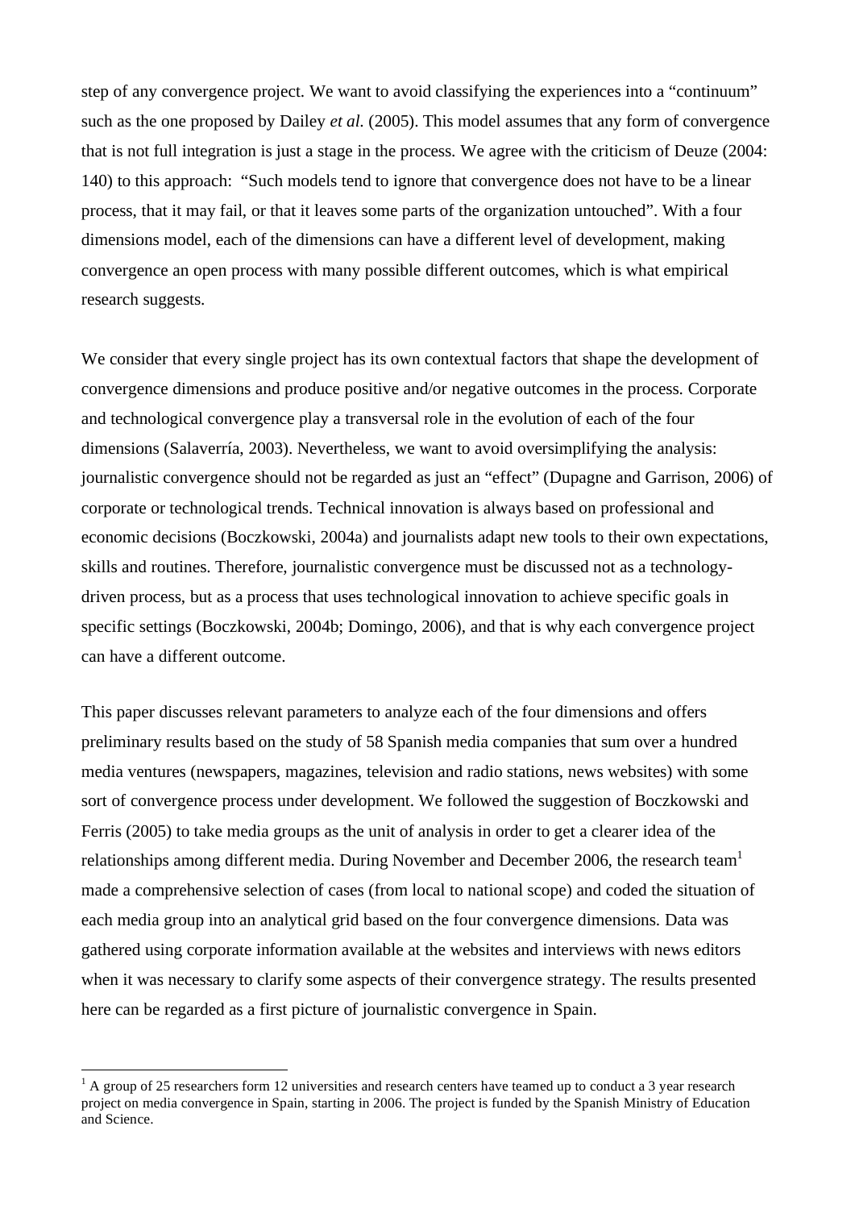step of any convergence project. We want to avoid classifying the experiences into a "continuum" such as the one proposed by Dailey *et al.* (2005). This model assumes that any form of convergence that is not full integration is just a stage in the process. We agree with the criticism of Deuze (2004: 140) to this approach: "Such models tend to ignore that convergence does not have to be a linear process, that it may fail, or that it leaves some parts of the organization untouched". With a four dimensions model, each of the dimensions can have a different level of development, making convergence an open process with many possible different outcomes, which is what empirical research suggests.

We consider that every single project has its own contextual factors that shape the development of convergence dimensions and produce positive and/or negative outcomes in the process. Corporate and technological convergence play a transversal role in the evolution of each of the four dimensions (Salaverría, 2003). Nevertheless, we want to avoid oversimplifying the analysis: journalistic convergence should not be regarded as just an "effect" (Dupagne and Garrison, 2006) of corporate or technological trends. Technical innovation is always based on professional and economic decisions (Boczkowski, 2004a) and journalists adapt new tools to their own expectations, skills and routines. Therefore, journalistic convergence must be discussed not as a technology-driven process, but as a process that uses technological innovation to achieve specific goals in specific settings (Boczkowski, 2004b; Domingo, 2006), and that is why each convergence project can have a different outcome.

This paper discusses relevant parameters to analyze each of the four dimensions and offers preliminary results based on the study of 58 Spanish media companies that sum over a hundred media ventures (newspapers, magazines, television and radio stations, news websites) with some sort of convergence process under development. We followed the suggestion of Boczkowski and Ferris (2005) to take media groups as the unit of analysis in order to get a clearer idea of the relationships among different media. During November and December 2006, the research team[1] made a comprehensive selection of cases (from local to national scope) and coded the situation of each media group into an analytical grid based on the four convergence dimensions. Data was gathered using corporate information available at the websites and interviews with news editors when it was necessary to clarify some aspects of their convergence strategy. The results presented here can be regarded as a first picture of journalistic convergence in Spain.

[1] A group of 25 researchers form 12 universities and research centers have teamed up to conduct a 3 year research project on media convergence in Spain, starting in 2006. The project is funded by the Spanish Ministry of Education and Science.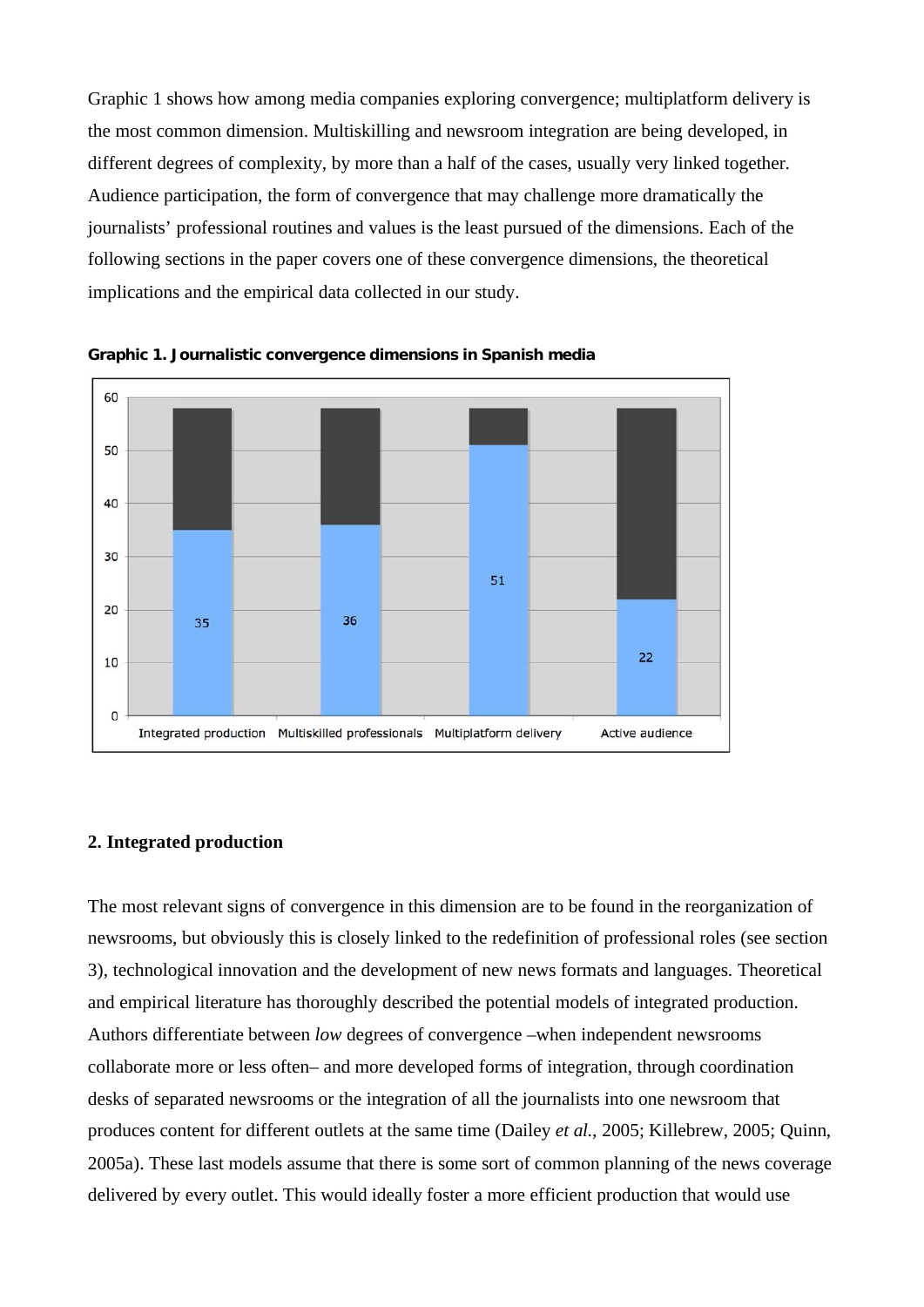Graphic 1 shows how among media companies exploring convergence; multiplatform delivery is the most common dimension. Multiskilling and newsroom integration are being developed, in different degrees of complexity, by more than a half of the cases, usually very linked together. Audience participation, the form of convergence that may challenge more dramatically the journalists' professional routines and values is the least pursued of the dimensions. Each of the following sections in the paper covers one of these convergence dimensions, the theoretical implications and the empirical data collected in our study.

**Graphic 1. Journalistic convergence dimensions in Spanish media**

| Dimension | Value |
| --- | --- |
| Integrated production | 35 |
| Multiskilled professionals | 36 |
| Multiplatform delivery | 51 |
| Active audience | 22 |

## 2. Integrated production

The most relevant signs of convergence in this dimension are to be found in the reorganization of newsrooms, but obviously this is closely linked to the redefinition of professional roles (see section 3), technological innovation and the development of new news formats and languages. Theoretical and empirical literature has thoroughly described the potential models of integrated production. Authors differentiate between *low* degrees of convergence –when independent newsrooms collaborate more or less often– and more developed forms of integration, through coordination desks of separated newsrooms or the integration of all the journalists into one newsroom that produces content for different outlets at the same time (Dailey *et al.*, 2005; Killebrew, 2005; Quinn, 2005a). These last models assume that there is some sort of common planning of the news coverage delivered by every outlet. This would ideally foster a more efficient production that would use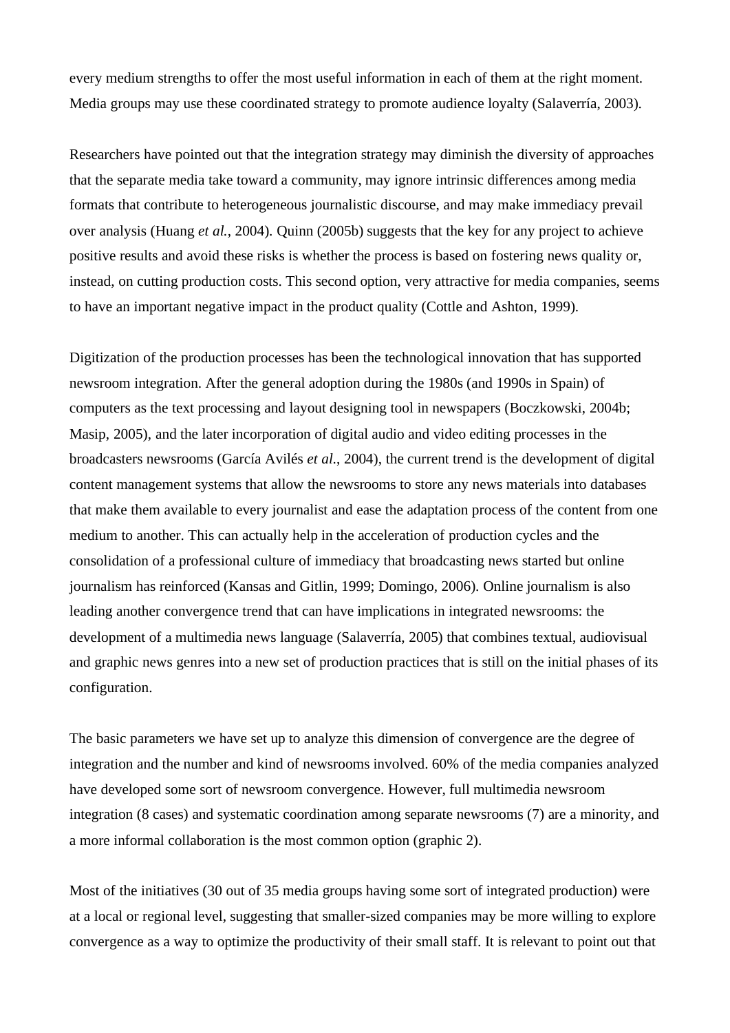every medium strengths to offer the most useful information in each of them at the right moment. Media groups may use these coordinated strategy to promote audience loyalty (Salaverría, 2003).

Researchers have pointed out that the integration strategy may diminish the diversity of approaches that the separate media take toward a community, may ignore intrinsic differences among media formats that contribute to heterogeneous journalistic discourse, and may make immediacy prevail over analysis (Huang *et al.*, 2004). Quinn (2005b) suggests that the key for any project to achieve positive results and avoid these risks is whether the process is based on fostering news quality or, instead, on cutting production costs. This second option, very attractive for media companies, seems to have an important negative impact in the product quality (Cottle and Ashton, 1999).

Digitization of the production processes has been the technological innovation that has supported newsroom integration. After the general adoption during the 1980s (and 1990s in Spain) of computers as the text processing and layout designing tool in newspapers (Boczkowski, 2004b; Masip, 2005), and the later incorporation of digital audio and video editing processes in the broadcasters newsrooms (García Avilés *et al.*, 2004), the current trend is the development of digital content management systems that allow the newsrooms to store any news materials into databases that make them available to every journalist and ease the adaptation process of the content from one medium to another. This can actually help in the acceleration of production cycles and the consolidation of a professional culture of immediacy that broadcasting news started but online journalism has reinforced (Kansas and Gitlin, 1999; Domingo, 2006). Online journalism is also leading another convergence trend that can have implications in integrated newsrooms: the development of a multimedia news language (Salaverría, 2005) that combines textual, audiovisual and graphic news genres into a new set of production practices that is still on the initial phases of its configuration.

The basic parameters we have set up to analyze this dimension of convergence are the degree of integration and the number and kind of newsrooms involved. 60% of the media companies analyzed have developed some sort of newsroom convergence. However, full multimedia newsroom integration (8 cases) and systematic coordination among separate newsrooms (7) are a minority, and a more informal collaboration is the most common option (graphic 2).

Most of the initiatives (30 out of 35 media groups having some sort of integrated production) were at a local or regional level, suggesting that smaller-sized companies may be more willing to explore convergence as a way to optimize the productivity of their small staff. It is relevant to point out that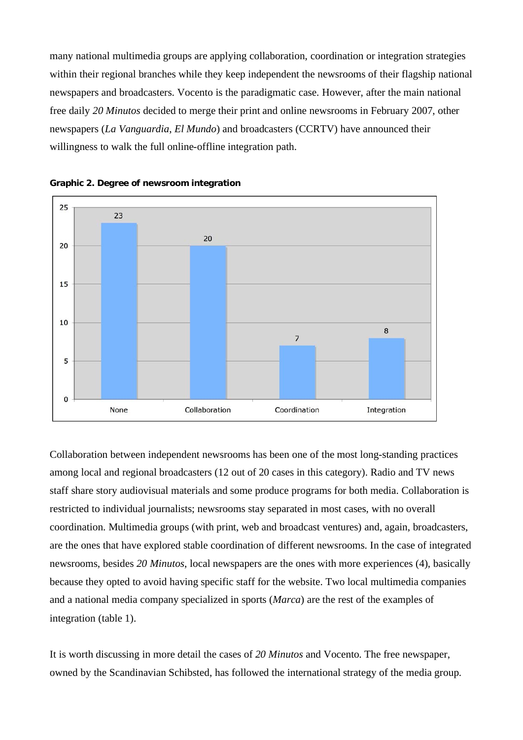many national multimedia groups are applying collaboration, coordination or integration strategies within their regional branches while they keep independent the newsrooms of their flagship national newspapers and broadcasters. Vocento is the paradigmatic case. However, after the main national free daily *20 Minutos* decided to merge their print and online newsrooms in February 2007, other newspapers (*La Vanguardia*, *El Mundo*) and broadcasters (CCRTV) have announced their willingness to walk the full online-offline integration path.

**Graphic 2. Degree of newsroom integration**

| Degree | Number |
|---|---|
| None | 23 |
| Collaboration | 20 |
| Coordination | 7 |
| Integration | 8 |

Collaboration between independent newsrooms has been one of the most long-standing practices among local and regional broadcasters (12 out of 20 cases in this category). Radio and TV news staff share story audiovisual materials and some produce programs for both media. Collaboration is restricted to individual journalists; newsrooms stay separated in most cases, with no overall coordination. Multimedia groups (with print, web and broadcast ventures) and, again, broadcasters, are the ones that have explored stable coordination of different newsrooms. In the case of integrated newsrooms, besides *20 Minutos*, local newspapers are the ones with more experiences (4), basically because they opted to avoid having specific staff for the website. Two local multimedia companies and a national media company specialized in sports (*Marca*) are the rest of the examples of integration (table 1).

It is worth discussing in more detail the cases of *20 Minutos* and Vocento. The free newspaper, owned by the Scandinavian Schibsted, has followed the international strategy of the media group.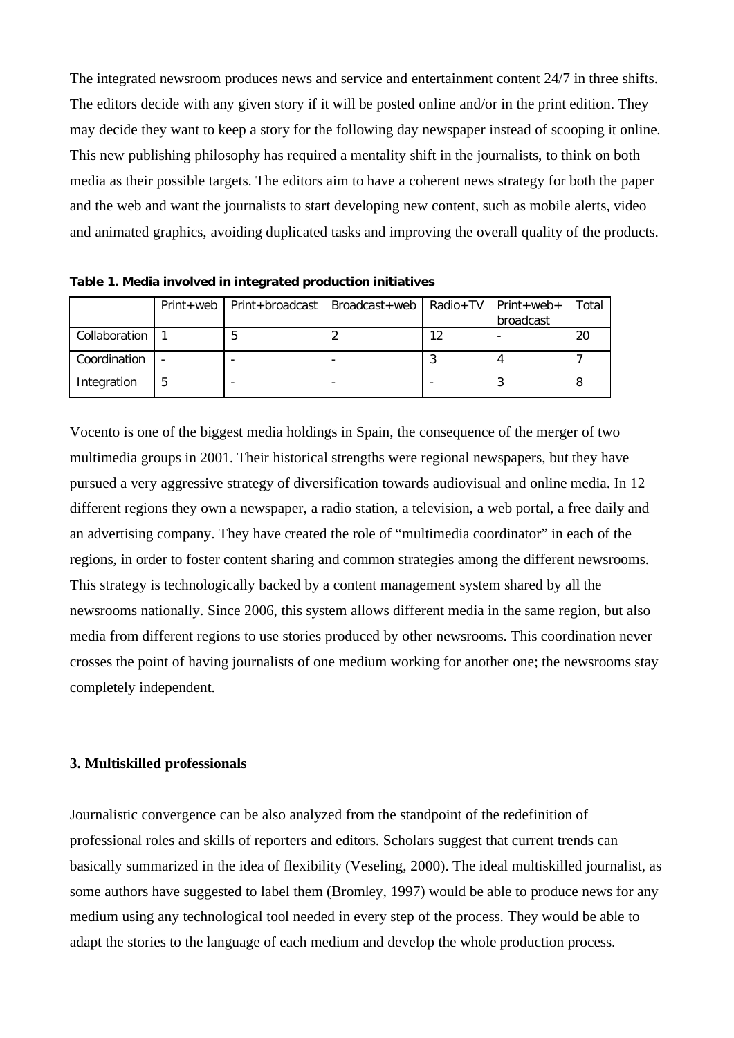The integrated newsroom produces news and service and entertainment content 24/7 in three shifts. The editors decide with any given story if it will be posted online and/or in the print edition. They may decide they want to keep a story for the following day newspaper instead of scooping it online. This new publishing philosophy has required a mentality shift in the journalists, to think on both media as their possible targets. The editors aim to have a coherent news strategy for both the paper and the web and want the journalists to start developing new content, such as mobile alerts, video and animated graphics, avoiding duplicated tasks and improving the overall quality of the products.

**Table 1. Media involved in integrated production initiatives**

| | Print+web | Print+broadcast | Broadcast+web | Radio+TV | Print+web+ broadcast | Total |
|---|---|---|---|---|---|---|
| Collaboration | 1 | 5 | 2 | 12 | - | 20 |
| Coordination | - | - | - | 3 | 4 | 7 |
| Integration | 5 | - | - | - | 3 | 8 |

Vocento is one of the biggest media holdings in Spain, the consequence of the merger of two multimedia groups in 2001. Their historical strengths were regional newspapers, but they have pursued a very aggressive strategy of diversification towards audiovisual and online media. In 12 different regions they own a newspaper, a radio station, a television, a web portal, a free daily and an advertising company. They have created the role of "multimedia coordinator" in each of the regions, in order to foster content sharing and common strategies among the different newsrooms. This strategy is technologically backed by a content management system shared by all the newsrooms nationally. Since 2006, this system allows different media in the same region, but also media from different regions to use stories produced by other newsrooms. This coordination never crosses the point of having journalists of one medium working for another one; the newsrooms stay completely independent.

### 3. Multiskilled professionals

Journalistic convergence can be also analyzed from the standpoint of the redefinition of professional roles and skills of reporters and editors. Scholars suggest that current trends can basically summarized in the idea of flexibility (Veseling, 2000). The ideal multiskilled journalist, as some authors have suggested to label them (Bromley, 1997) would be able to produce news for any medium using any technological tool needed in every step of the process. They would be able to adapt the stories to the language of each medium and develop the whole production process.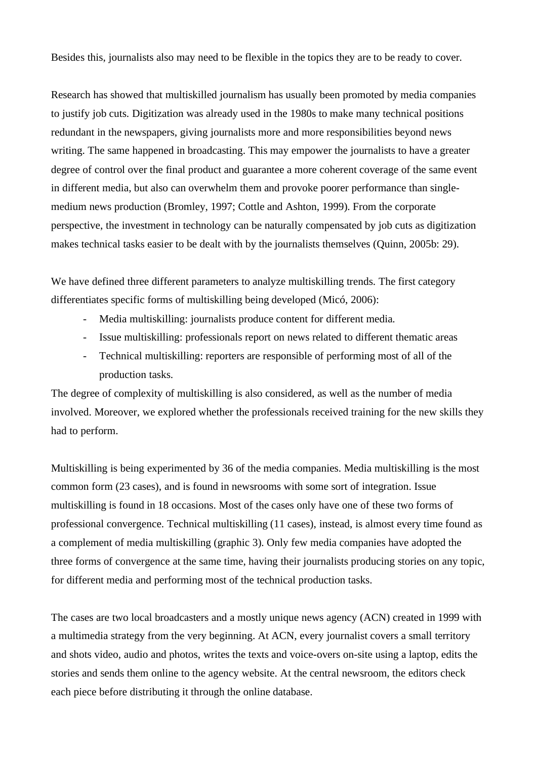Besides this, journalists also may need to be flexible in the topics they are to be ready to cover.

Research has showed that multiskilled journalism has usually been promoted by media companies to justify job cuts. Digitization was already used in the 1980s to make many technical positions redundant in the newspapers, giving journalists more and more responsibilities beyond news writing. The same happened in broadcasting. This may empower the journalists to have a greater degree of control over the final product and guarantee a more coherent coverage of the same event in different media, but also can overwhelm them and provoke poorer performance than single-medium news production (Bromley, 1997; Cottle and Ashton, 1999). From the corporate perspective, the investment in technology can be naturally compensated by job cuts as digitization makes technical tasks easier to be dealt with by the journalists themselves (Quinn, 2005b: 29).

We have defined three different parameters to analyze multiskilling trends. The first category differentiates specific forms of multiskilling being developed (Micó, 2006):

- Media multiskilling: journalists produce content for different media.
- Issue multiskilling: professionals report on news related to different thematic areas
- Technical multiskilling: reporters are responsible of performing most of all of the production tasks.

The degree of complexity of multiskilling is also considered, as well as the number of media involved. Moreover, we explored whether the professionals received training for the new skills they had to perform.

Multiskilling is being experimented by 36 of the media companies. Media multiskilling is the most common form (23 cases), and is found in newsrooms with some sort of integration. Issue multiskilling is found in 18 occasions. Most of the cases only have one of these two forms of professional convergence. Technical multiskilling (11 cases), instead, is almost every time found as a complement of media multiskilling (graphic 3). Only few media companies have adopted the three forms of convergence at the same time, having their journalists producing stories on any topic, for different media and performing most of the technical production tasks.

The cases are two local broadcasters and a mostly unique news agency (ACN) created in 1999 with a multimedia strategy from the very beginning. At ACN, every journalist covers a small territory and shots video, audio and photos, writes the texts and voice-overs on-site using a laptop, edits the stories and sends them online to the agency website. At the central newsroom, the editors check each piece before distributing it through the online database.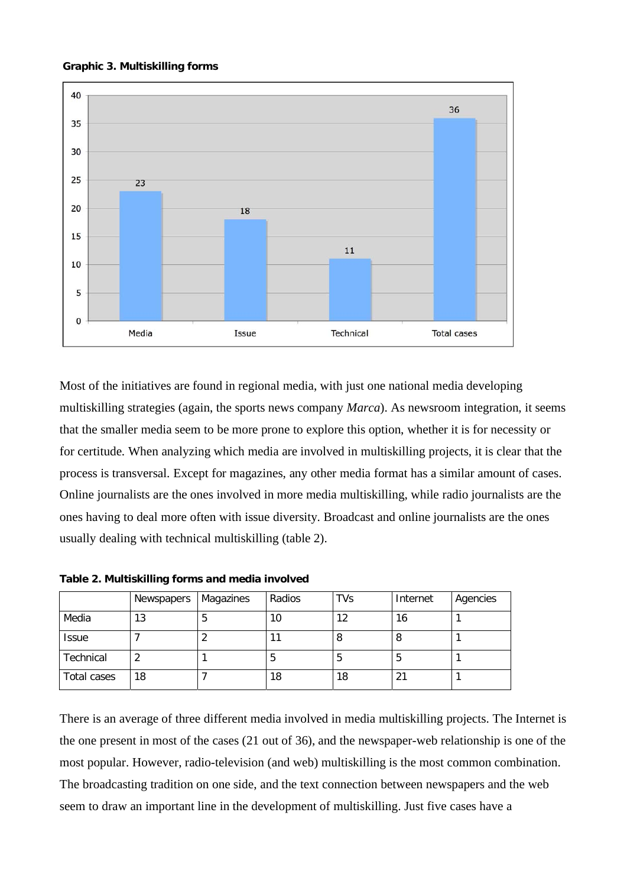**Graphic 3. Multiskilling forms**

Most of the initiatives are found in regional media, with just one national media developing multiskilling strategies (again, the sports news company *Marca*). As newsroom integration, it seems that the smaller media seem to be more prone to explore this option, whether it is for necessity or for certitude. When analyzing which media are involved in multiskilling projects, it is clear that the process is transversal. Except for magazines, any other media format has a similar amount of cases. Online journalists are the ones involved in more media multiskilling, while radio journalists are the ones having to deal more often with issue diversity. Broadcast and online journalists are the ones usually dealing with technical multiskilling (table 2).

**Table 2. Multiskilling forms and media involved**

| | Newspapers | Magazines | Radios | TVs | Internet | Agencies |
|---|---|---|---|---|---|---|
| Media | 13 | 5 | 10 | 12 | 16 | 1 |
| Issue | 7 | 2 | 11 | 8 | 8 | 1 |
| Technical | 2 | 1 | 5 | 5 | 5 | 1 |
| Total cases | 18 | 7 | 18 | 18 | 21 | 1 |

There is an average of three different media involved in media multiskilling projects. The Internet is the one present in most of the cases (21 out of 36), and the newspaper-web relationship is one of the most popular. However, radio-television (and web) multiskilling is the most common combination. The broadcasting tradition on one side, and the text connection between newspapers and the web seem to draw an important line in the development of multiskilling. Just five cases have a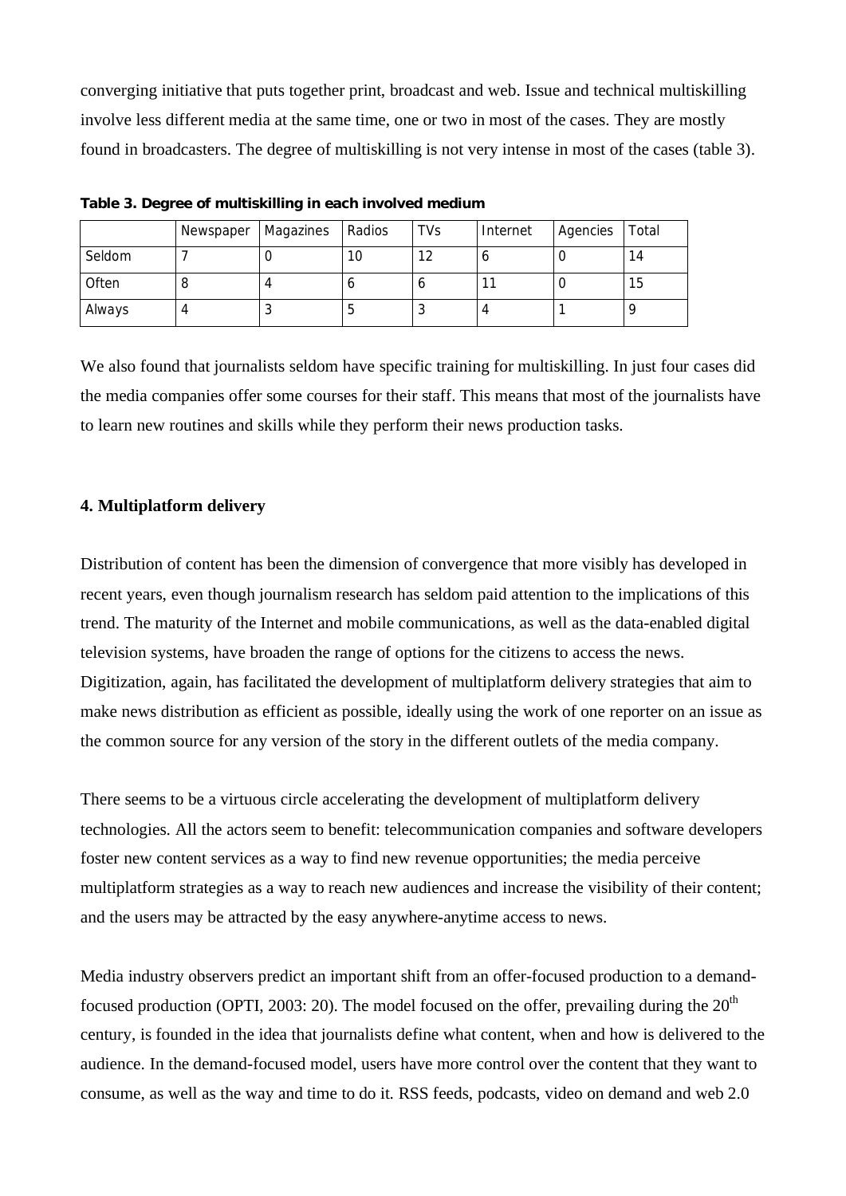converging initiative that puts together print, broadcast and web. Issue and technical multiskilling involve less different media at the same time, one or two in most of the cases. They are mostly found in broadcasters. The degree of multiskilling is not very intense in most of the cases (table 3).

**Table 3. Degree of multiskilling in each involved medium**

| | Newspaper | Magazines | Radios | TVs | Internet | Agencies | Total |
|---|---|---|---|---|---|---|---|
| Seldom | 7 | 0 | 10 | 12 | 6 | 0 | 14 |
| Often | 8 | 4 | 6 | 6 | 11 | 0 | 15 |
| Always | 4 | 3 | 5 | 3 | 4 | 1 | 9 |

We also found that journalists seldom have specific training for multiskilling. In just four cases did the media companies offer some courses for their staff. This means that most of the journalists have to learn new routines and skills while they perform their news production tasks.

## 4. Multiplatform delivery

Distribution of content has been the dimension of convergence that more visibly has developed in recent years, even though journalism research has seldom paid attention to the implications of this trend. The maturity of the Internet and mobile communications, as well as the data-enabled digital television systems, have broaden the range of options for the citizens to access the news. Digitization, again, has facilitated the development of multiplatform delivery strategies that aim to make news distribution as efficient as possible, ideally using the work of one reporter on an issue as the common source for any version of the story in the different outlets of the media company.

There seems to be a virtuous circle accelerating the development of multiplatform delivery technologies. All the actors seem to benefit: telecommunication companies and software developers foster new content services as a way to find new revenue opportunities; the media perceive multiplatform strategies as a way to reach new audiences and increase the visibility of their content; and the users may be attracted by the easy anywhere-anytime access to news.

Media industry observers predict an important shift from an offer-focused production to a demand-focused production (OPTI, 2003: 20). The model focused on the offer, prevailing during the 20th century, is founded in the idea that journalists define what content, when and how is delivered to the audience. In the demand-focused model, users have more control over the content that they want to consume, as well as the way and time to do it. RSS feeds, podcasts, video on demand and web 2.0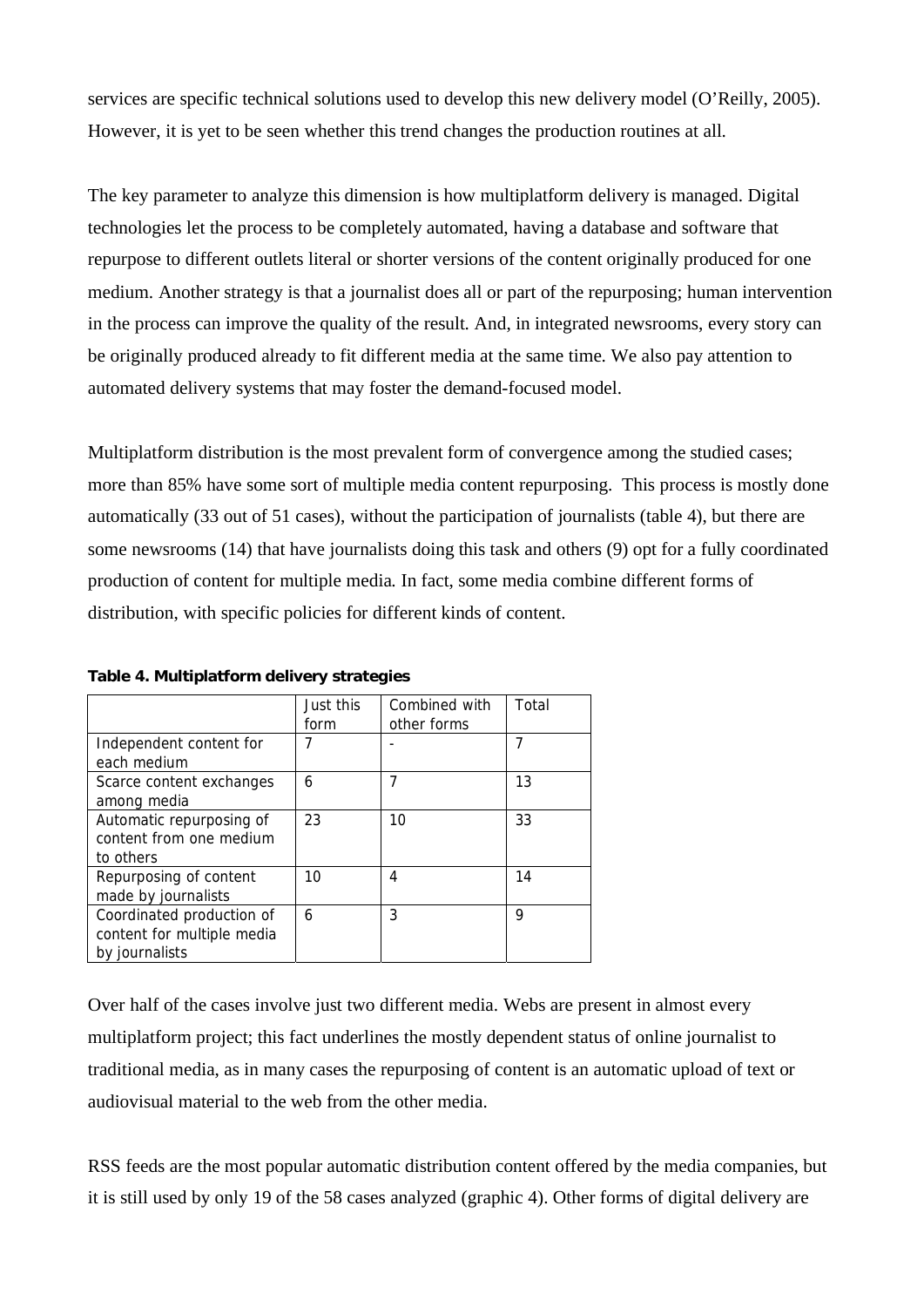services are specific technical solutions used to develop this new delivery model (O'Reilly, 2005). However, it is yet to be seen whether this trend changes the production routines at all.

The key parameter to analyze this dimension is how multiplatform delivery is managed. Digital technologies let the process to be completely automated, having a database and software that repurpose to different outlets literal or shorter versions of the content originally produced for one medium. Another strategy is that a journalist does all or part of the repurposing; human intervention in the process can improve the quality of the result. And, in integrated newsrooms, every story can be originally produced already to fit different media at the same time. We also pay attention to automated delivery systems that may foster the demand-focused model.

Multiplatform distribution is the most prevalent form of convergence among the studied cases; more than 85% have some sort of multiple media content repurposing. This process is mostly done automatically (33 out of 51 cases), without the participation of journalists (table 4), but there are some newsrooms (14) that have journalists doing this task and others (9) opt for a fully coordinated production of content for multiple media. In fact, some media combine different forms of distribution, with specific policies for different kinds of content.

**Table 4. Multiplatform delivery strategies**

| | Just this form | Combined with other forms | Total |
|---|---|---|---|
| Independent content for each medium | 7 | - | 7 |
| Scarce content exchanges among media | 6 | 7 | 13 |
| Automatic repurposing of content from one medium to others | 23 | 10 | 33 |
| Repurposing of content made by journalists | 10 | 4 | 14 |
| Coordinated production of content for multiple media by journalists | 6 | 3 | 9 |

Over half of the cases involve just two different media. Webs are present in almost every multiplatform project; this fact underlines the mostly dependent status of online journalist to traditional media, as in many cases the repurposing of content is an automatic upload of text or audiovisual material to the web from the other media.

RSS feeds are the most popular automatic distribution content offered by the media companies, but it is still used by only 19 of the 58 cases analyzed (graphic 4). Other forms of digital delivery are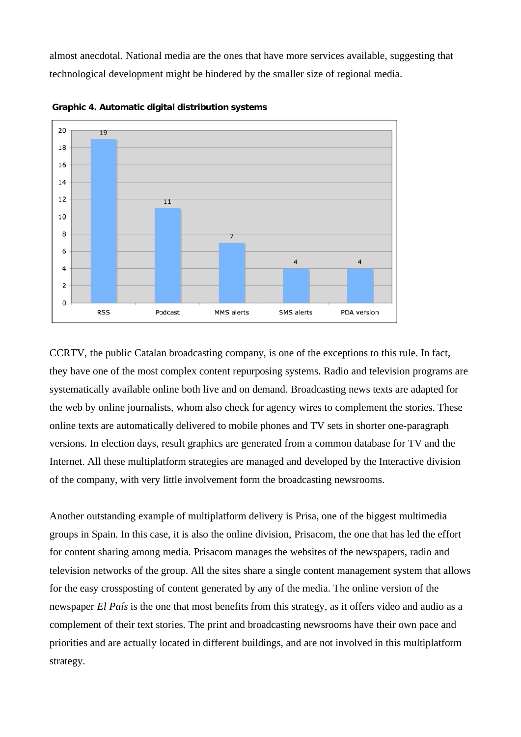almost anecdotal. National media are the ones that have more services available, suggesting that technological development might be hindered by the smaller size of regional media.

**Graphic 4. Automatic digital distribution systems**

| RSS | Podcast | MMS alerts | SMS alerts | PDA version |
|---|---|---|---|---|
| 19 | 11 | 7 | 4 | 4 |

CCRTV, the public Catalan broadcasting company, is one of the exceptions to this rule. In fact, they have one of the most complex content repurposing systems. Radio and television programs are systematically available online both live and on demand. Broadcasting news texts are adapted for the web by online journalists, whom also check for agency wires to complement the stories. These online texts are automatically delivered to mobile phones and TV sets in shorter one-paragraph versions. In election days, result graphics are generated from a common database for TV and the Internet. All these multiplatform strategies are managed and developed by the Interactive division of the company, with very little involvement form the broadcasting newsrooms.

Another outstanding example of multiplatform delivery is Prisa, one of the biggest multimedia groups in Spain. In this case, it is also the online division, Prisacom, the one that has led the effort for content sharing among media. Prisacom manages the websites of the newspapers, radio and television networks of the group. All the sites share a single content management system that allows for the easy crossposting of content generated by any of the media. The online version of the newspaper *El País* is the one that most benefits from this strategy, as it offers video and audio as a complement of their text stories. The print and broadcasting newsrooms have their own pace and priorities and are actually located in different buildings, and are not involved in this multiplatform strategy.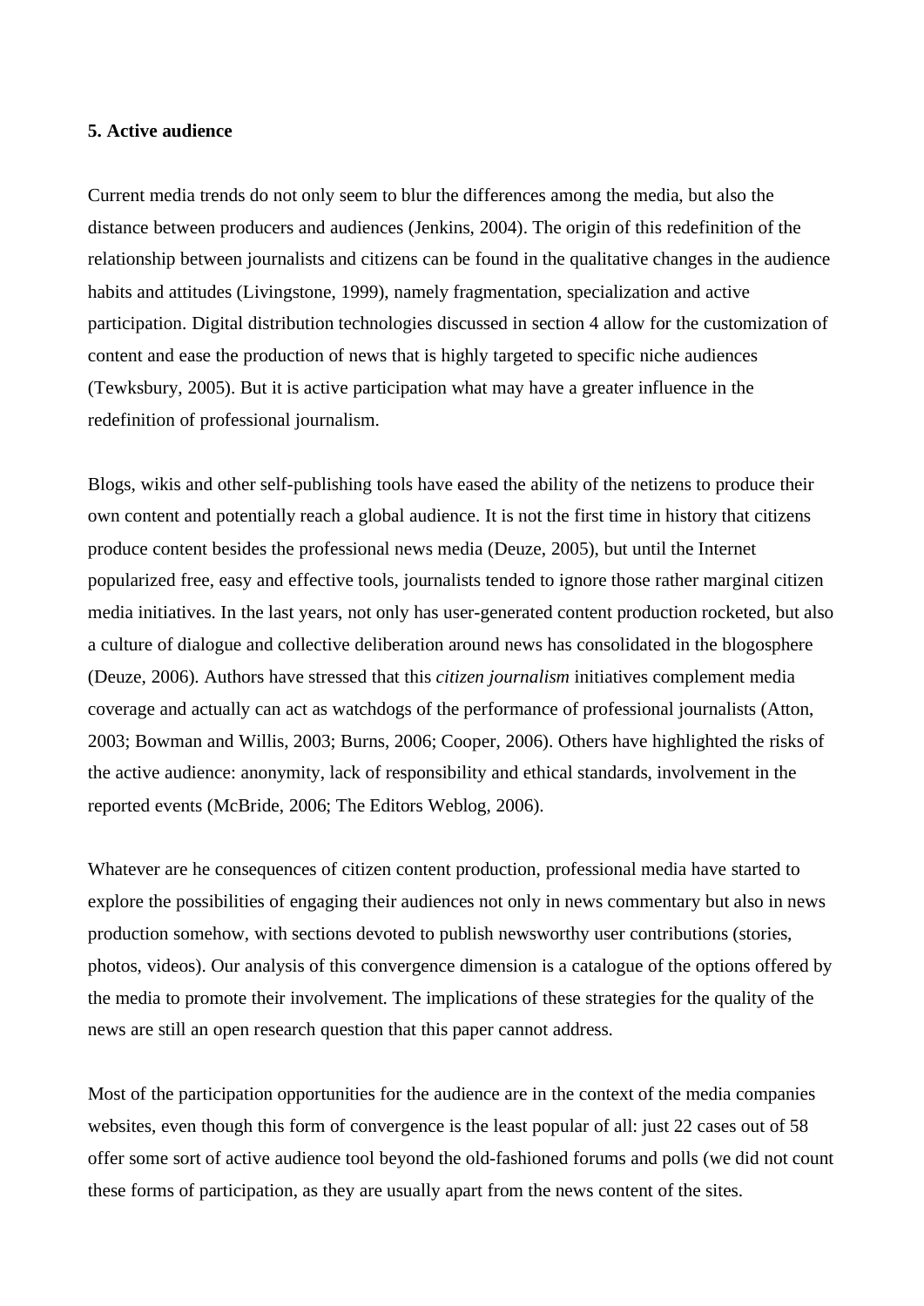**5. Active audience**

Current media trends do not only seem to blur the differences among the media, but also the distance between producers and audiences (Jenkins, 2004). The origin of this redefinition of the relationship between journalists and citizens can be found in the qualitative changes in the audience habits and attitudes (Livingstone, 1999), namely fragmentation, specialization and active participation. Digital distribution technologies discussed in section 4 allow for the customization of content and ease the production of news that is highly targeted to specific niche audiences (Tewksbury, 2005). But it is active participation what may have a greater influence in the redefinition of professional journalism.

Blogs, wikis and other self-publishing tools have eased the ability of the netizens to produce their own content and potentially reach a global audience. It is not the first time in history that citizens produce content besides the professional news media (Deuze, 2005), but until the Internet popularized free, easy and effective tools, journalists tended to ignore those rather marginal citizen media initiatives. In the last years, not only has user-generated content production rocketed, but also a culture of dialogue and collective deliberation around news has consolidated in the blogosphere (Deuze, 2006). Authors have stressed that this *citizen journalism* initiatives complement media coverage and actually can act as watchdogs of the performance of professional journalists (Atton, 2003; Bowman and Willis, 2003; Burns, 2006; Cooper, 2006). Others have highlighted the risks of the active audience: anonymity, lack of responsibility and ethical standards, involvement in the reported events (McBride, 2006; The Editors Weblog, 2006).

Whatever are he consequences of citizen content production, professional media have started to explore the possibilities of engaging their audiences not only in news commentary but also in news production somehow, with sections devoted to publish newsworthy user contributions (stories, photos, videos). Our analysis of this convergence dimension is a catalogue of the options offered by the media to promote their involvement. The implications of these strategies for the quality of the news are still an open research question that this paper cannot address.

Most of the participation opportunities for the audience are in the context of the media companies websites, even though this form of convergence is the least popular of all: just 22 cases out of 58 offer some sort of active audience tool beyond the old-fashioned forums and polls (we did not count these forms of participation, as they are usually apart from the news content of the sites.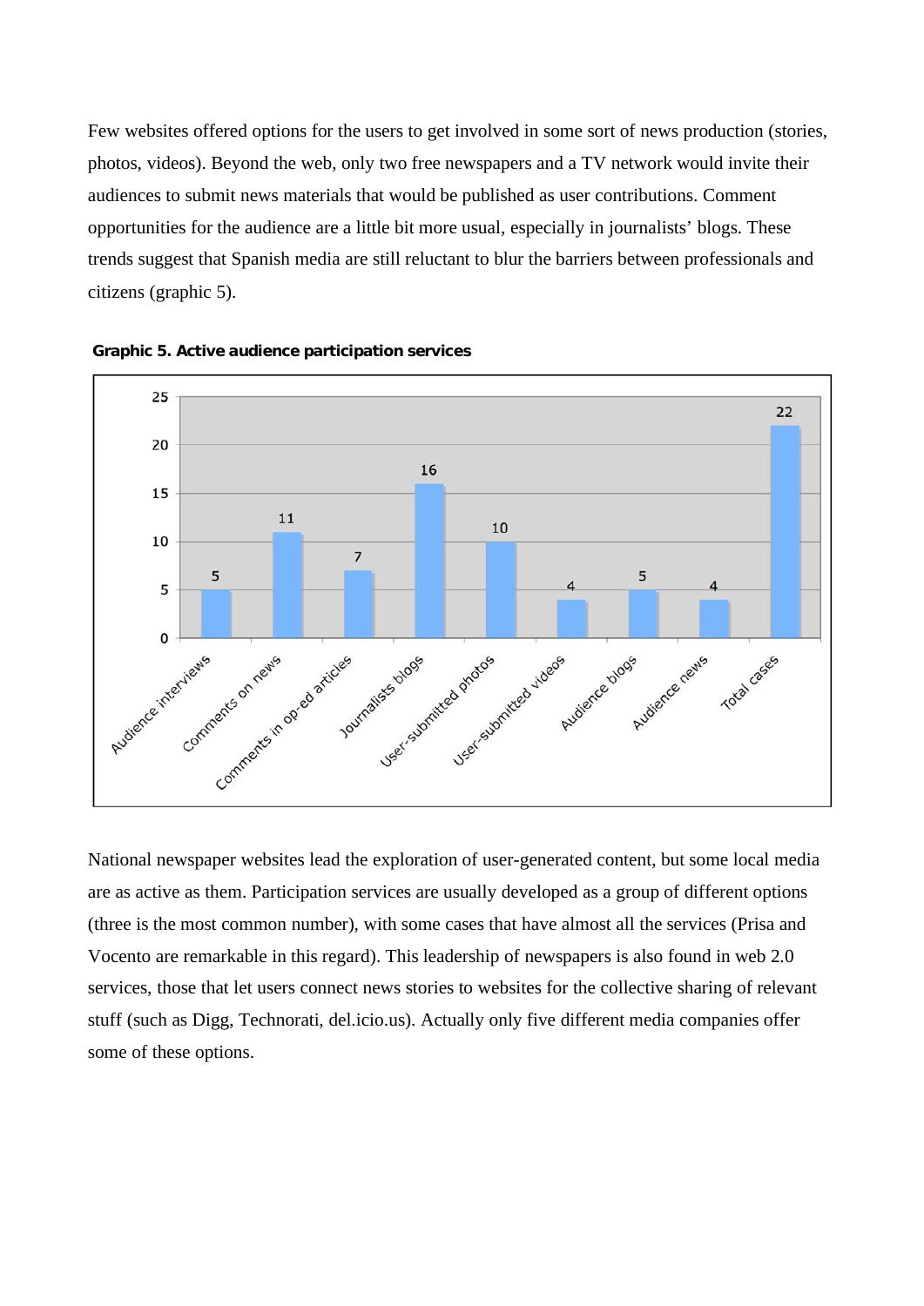Few websites offered options for the users to get involved in some sort of news production (stories, photos, videos). Beyond the web, only two free newspapers and a TV network would invite their audiences to submit news materials that would be published as user contributions. Comment opportunities for the audience are a little bit more usual, especially in journalists' blogs. These trends suggest that Spanish media are still reluctant to blur the barriers between professionals and citizens (graphic 5).

**Graphic 5. Active audience participation services**

| Service | Cases |
| --- | --- |
| Audience interviews | 5 |
| Comments on news | 11 |
| Comments in op-ed articles | 7 |
| Journalists blogs | 16 |
| User-submitted photos | 10 |
| User-submitted videos | 4 |
| Audience blogs | 5 |
| Audience news | 4 |
| Total cases | 22 |

National newspaper websites lead the exploration of user-generated content, but some local media are as active as them. Participation services are usually developed as a group of different options (three is the most common number), with some cases that have almost all the services (Prisa and Vocento are remarkable in this regard). This leadership of newspapers is also found in web 2.0 services, those that let users connect news stories to websites for the collective sharing of relevant stuff (such as Digg, Technorati, del.icio.us). Actually only five different media companies offer some of these options.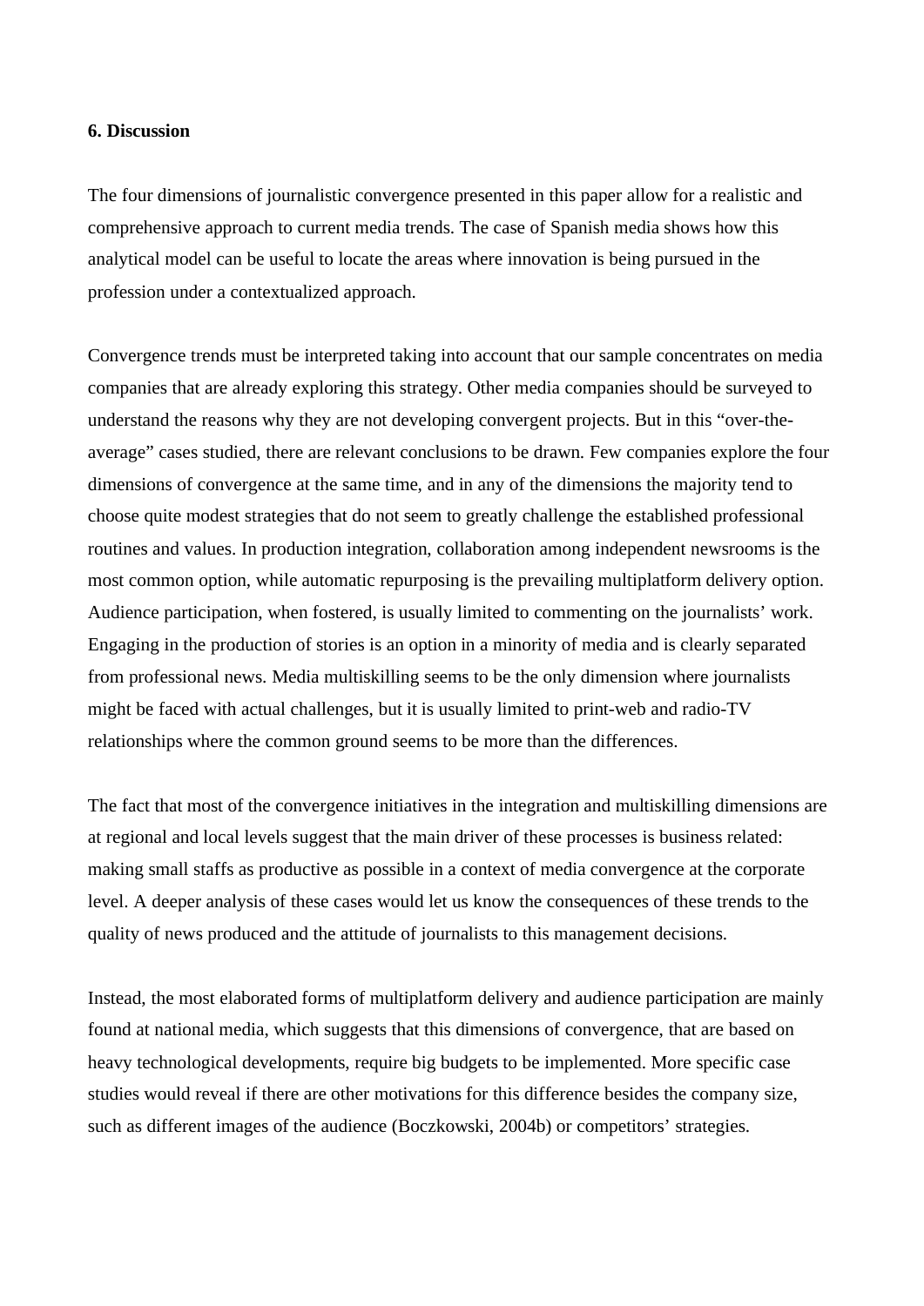**6. Discussion**

The four dimensions of journalistic convergence presented in this paper allow for a realistic and comprehensive approach to current media trends. The case of Spanish media shows how this analytical model can be useful to locate the areas where innovation is being pursued in the profession under a contextualized approach.

Convergence trends must be interpreted taking into account that our sample concentrates on media companies that are already exploring this strategy. Other media companies should be surveyed to understand the reasons why they are not developing convergent projects. But in this "over-the-average" cases studied, there are relevant conclusions to be drawn. Few companies explore the four dimensions of convergence at the same time, and in any of the dimensions the majority tend to choose quite modest strategies that do not seem to greatly challenge the established professional routines and values. In production integration, collaboration among independent newsrooms is the most common option, while automatic repurposing is the prevailing multiplatform delivery option. Audience participation, when fostered, is usually limited to commenting on the journalists' work. Engaging in the production of stories is an option in a minority of media and is clearly separated from professional news. Media multiskilling seems to be the only dimension where journalists might be faced with actual challenges, but it is usually limited to print-web and radio-TV relationships where the common ground seems to be more than the differences.

The fact that most of the convergence initiatives in the integration and multiskilling dimensions are at regional and local levels suggest that the main driver of these processes is business related: making small staffs as productive as possible in a context of media convergence at the corporate level. A deeper analysis of these cases would let us know the consequences of these trends to the quality of news produced and the attitude of journalists to this management decisions.

Instead, the most elaborated forms of multiplatform delivery and audience participation are mainly found at national media, which suggests that this dimensions of convergence, that are based on heavy technological developments, require big budgets to be implemented. More specific case studies would reveal if there are other motivations for this difference besides the company size, such as different images of the audience (Boczkowski, 2004b) or competitors' strategies.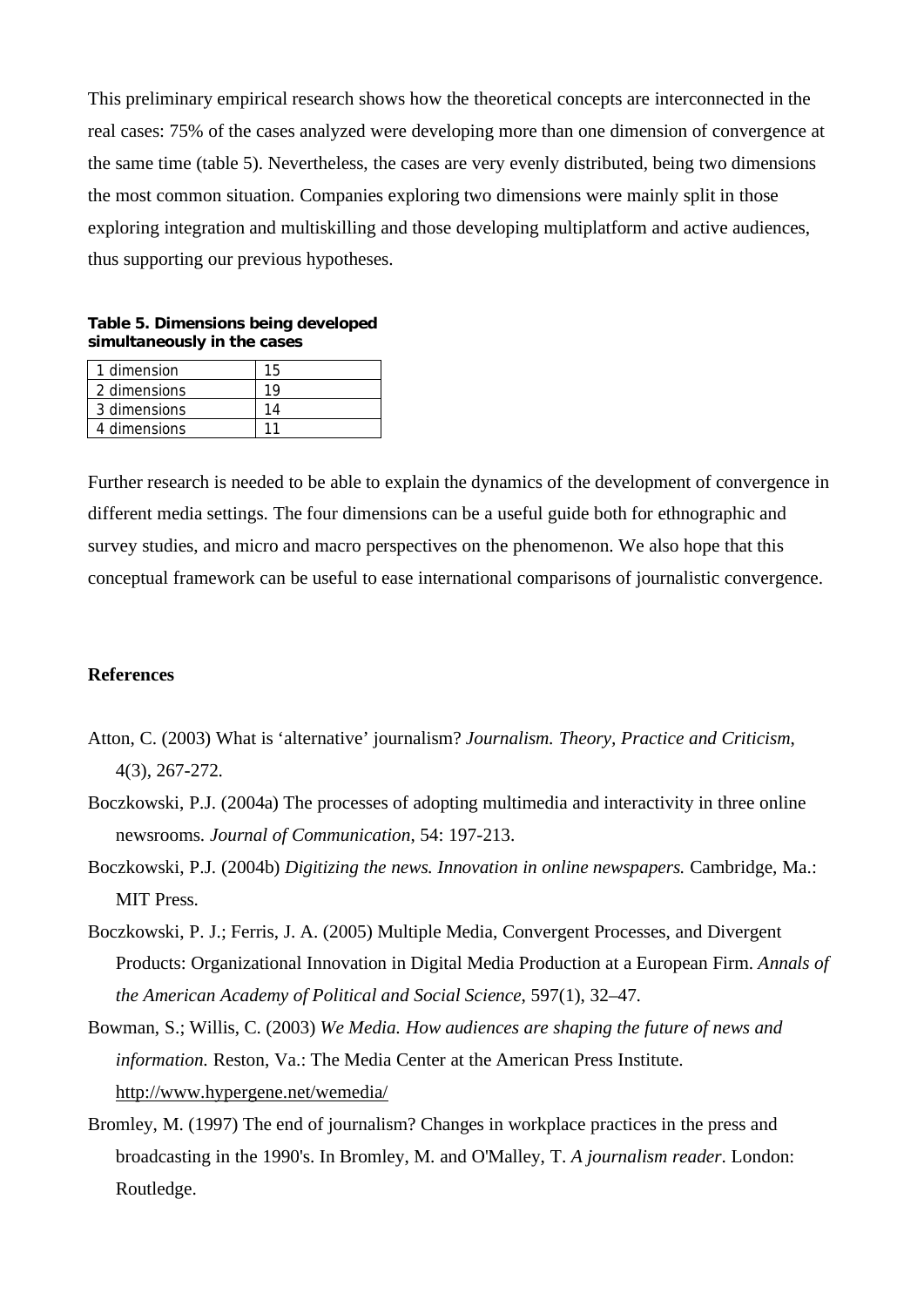This preliminary empirical research shows how the theoretical concepts are interconnected in the real cases: 75% of the cases analyzed were developing more than one dimension of convergence at the same time (table 5). Nevertheless, the cases are very evenly distributed, being two dimensions the most common situation. Companies exploring two dimensions were mainly split in those exploring integration and multiskilling and those developing multiplatform and active audiences, thus supporting our previous hypotheses.

**Table 5. Dimensions being developed simultaneously in the cases**

| | |
|---|---|
| 1 dimension | 15 |
| 2 dimensions | 19 |
| 3 dimensions | 14 |
| 4 dimensions | 11 |

Further research is needed to be able to explain the dynamics of the development of convergence in different media settings. The four dimensions can be a useful guide both for ethnographic and survey studies, and micro and macro perspectives on the phenomenon. We also hope that this conceptual framework can be useful to ease international comparisons of journalistic convergence.

## References

Atton, C. (2003) What is 'alternative' journalism? *Journalism. Theory, Practice and Criticism*, 4(3), 267-272.

Boczkowski, P.J. (2004a) The processes of adopting multimedia and interactivity in three online newsrooms. *Journal of Communication*, 54: 197-213.

Boczkowski, P.J. (2004b) *Digitizing the news. Innovation in online newspapers.* Cambridge, Ma.: MIT Press.

Boczkowski, P. J.; Ferris, J. A. (2005) Multiple Media, Convergent Processes, and Divergent Products: Organizational Innovation in Digital Media Production at a European Firm. *Annals of the American Academy of Political and Social Science*, 597(1), 32–47.

Bowman, S.; Willis, C. (2003) *We Media. How audiences are shaping the future of news and information.* Reston, Va.: The Media Center at the American Press Institute. http://www.hypergene.net/wemedia/

Bromley, M. (1997) The end of journalism? Changes in workplace practices in the press and broadcasting in the 1990's. In Bromley, M. and O'Malley, T. *A journalism reader*. London: Routledge.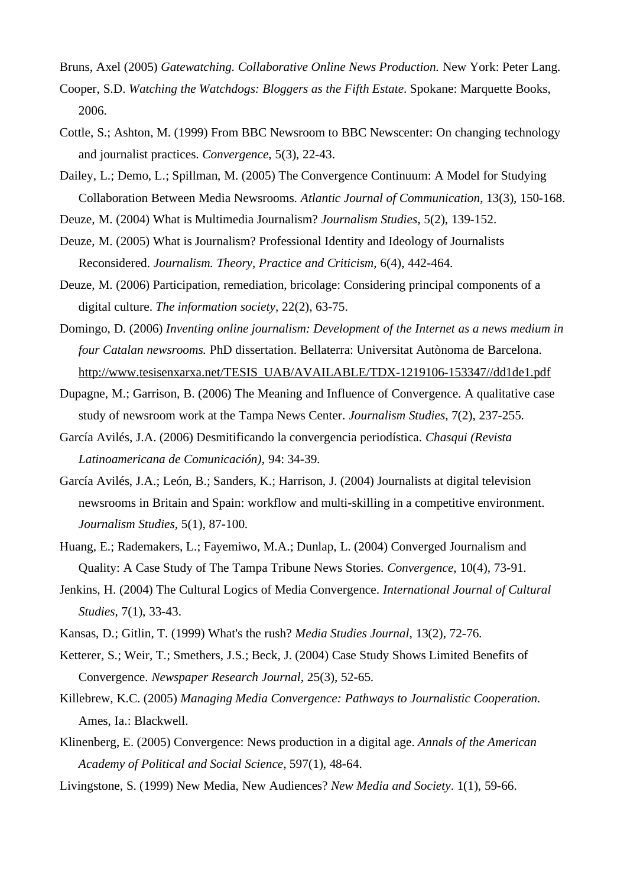Bruns, Axel (2005) *Gatewatching. Collaborative Online News Production.* New York: Peter Lang.

Cooper, S.D. *Watching the Watchdogs: Bloggers as the Fifth Estate*. Spokane: Marquette Books, 2006.

Cottle, S.; Ashton, M. (1999) From BBC Newsroom to BBC Newscenter: On changing technology and journalist practices. *Convergence*, 5(3), 22-43.

Dailey, L.; Demo, L.; Spillman, M. (2005) The Convergence Continuum: A Model for Studying Collaboration Between Media Newsrooms. *Atlantic Journal of Communication*, 13(3), 150-168.

Deuze, M. (2004) What is Multimedia Journalism? *Journalism Studies*, 5(2), 139-152.

Deuze, M. (2005) What is Journalism? Professional Identity and Ideology of Journalists Reconsidered. *Journalism. Theory, Practice and Criticism*, 6(4), 442-464.

Deuze, M. (2006) Participation, remediation, bricolage: Considering principal components of a digital culture. *The information society*, 22(2), 63-75.

Domingo, D. (2006) *Inventing online journalism: Development of the Internet as a news medium in four Catalan newsrooms.* PhD dissertation. Bellaterra: Universitat Autònoma de Barcelona. http://www.tesisenxarxa.net/TESIS_UAB/AVAILABLE/TDX-1219106-153347//dd1de1.pdf

Dupagne, M.; Garrison, B. (2006) The Meaning and Influence of Convergence. A qualitative case study of newsroom work at the Tampa News Center. *Journalism Studies*, 7(2), 237-255.

García Avilés, J.A. (2006) Desmitificando la convergencia periodística. *Chasqui (Revista Latinoamericana de Comunicación)*, 94: 34-39.

García Avilés, J.A.; León, B.; Sanders, K.; Harrison, J. (2004) Journalists at digital television newsrooms in Britain and Spain: workflow and multi-skilling in a competitive environment. *Journalism Studies*, 5(1), 87-100.

Huang, E.; Rademakers, L.; Fayemiwo, M.A.; Dunlap, L. (2004) Converged Journalism and Quality: A Case Study of The Tampa Tribune News Stories. *Convergence*, 10(4), 73-91.

Jenkins, H. (2004) The Cultural Logics of Media Convergence. *International Journal of Cultural Studies*, 7(1), 33-43.

Kansas, D.; Gitlin, T. (1999) What's the rush? *Media Studies Journal*, 13(2), 72-76.

Ketterer, S.; Weir, T.; Smethers, J.S.; Beck, J. (2004) Case Study Shows Limited Benefits of Convergence. *Newspaper Research Journal*, 25(3), 52-65.

Killebrew, K.C. (2005) *Managing Media Convergence: Pathways to Journalistic Cooperation.* Ames, Ia.: Blackwell.

Klinenberg, E. (2005) Convergence: News production in a digital age. *Annals of the American Academy of Political and Social Science*, 597(1), 48-64.

Livingstone, S. (1999) New Media, New Audiences? *New Media and Society*. 1(1), 59-66.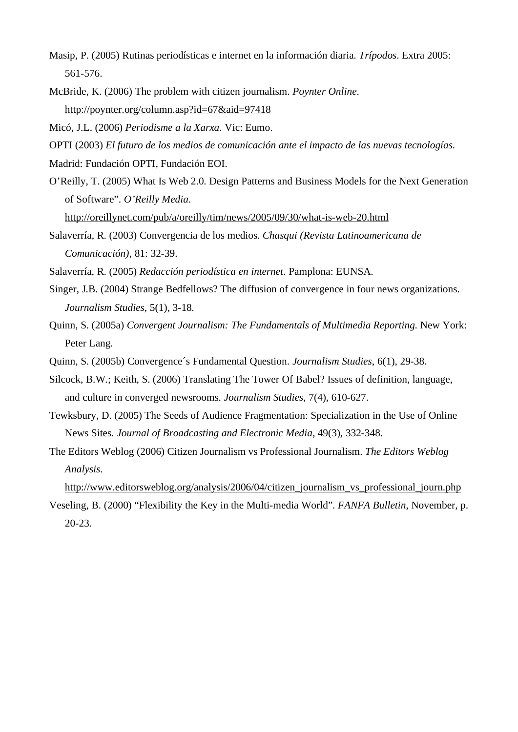Masip, P. (2005) Rutinas periodísticas e internet en la información diaria. *Trípodos*. Extra 2005: 561-576.

McBride, K. (2006) The problem with citizen journalism. *Poynter Online*. http://poynter.org/column.asp?id=67&aid=97418

Micó, J.L. (2006) *Periodisme a la Xarxa*. Vic: Eumo.

OPTI (2003) *El futuro de los medios de comunicación ante el impacto de las nuevas tecnologías*. Madrid: Fundación OPTI, Fundación EOI.

O'Reilly, T. (2005) What Is Web 2.0. Design Patterns and Business Models for the Next Generation of Software". *O'Reilly Media*. http://oreillynet.com/pub/a/oreilly/tim/news/2005/09/30/what-is-web-20.html

Salaverría, R. (2003) Convergencia de los medios. *Chasqui (Revista Latinoamericana de Comunicación)*, 81: 32-39.

Salaverría, R. (2005) *Redacción periodística en internet*. Pamplona: EUNSA.

Singer, J.B. (2004) Strange Bedfellows? The diffusion of convergence in four news organizations. *Journalism Studies*, 5(1), 3-18.

Quinn, S. (2005a) *Convergent Journalism: The Fundamentals of Multimedia Reporting.* New York: Peter Lang.

Quinn, S. (2005b) Convergence´s Fundamental Question. *Journalism Studies*, 6(1), 29-38.

Silcock, B.W.; Keith, S. (2006) Translating The Tower Of Babel? Issues of definition, language, and culture in converged newsrooms. *Journalism Studies*, 7(4), 610-627.

Tewksbury, D. (2005) The Seeds of Audience Fragmentation: Specialization in the Use of Online News Sites. *Journal of Broadcasting and Electronic Media*, 49(3), 332-348.

The Editors Weblog (2006) Citizen Journalism vs Professional Journalism. *The Editors Weblog Analysis*. http://www.editorsweblog.org/analysis/2006/04/citizen_journalism_vs_professional_journ.php

Veseling, B. (2000) "Flexibility the Key in the Multi-media World". *FANFA Bulletin*, November, p. 20-23.